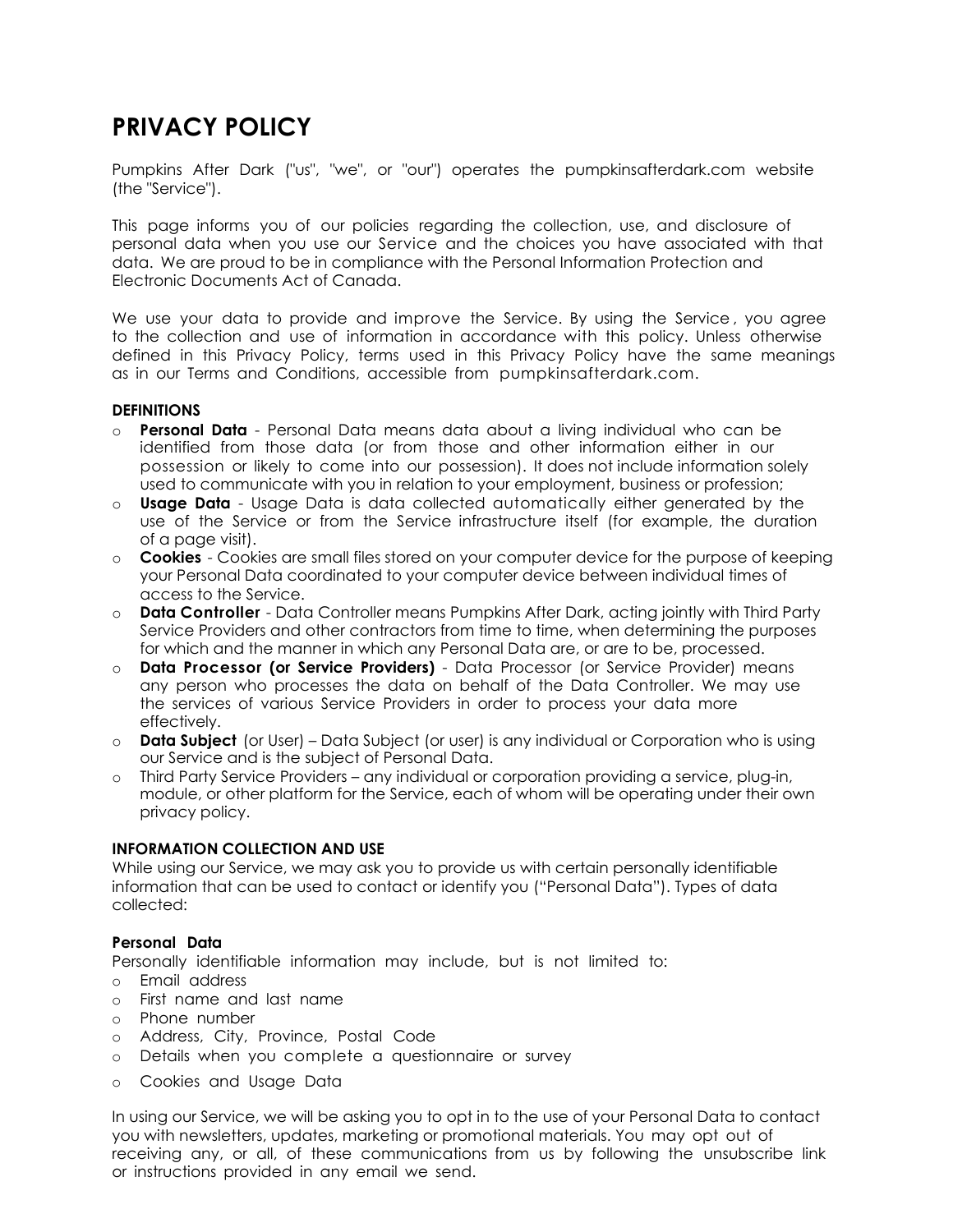# PRIVACY POLICY

Pumpkins After Dark ("us", "we", or "our") operates the pumpkinsafterdark.com website (the "Service").

This page informs you of our policies regarding the collection, use, and disclosure of personal data when you use our Service and the choices you have associated with that data. We are proud to be in compliance with the Personal Information Protection and Electronic Documents Act of Canada.

We use your data to provide and improve the Service. By using the Service, you agree to the collection and use of information in accordance with this policy. Unless otherwise defined in this Privacy Policy, terms used in this Privacy Policy have the same meanings as in our Terms and Conditions, accessible from pumpkinsafterdark.com.

**DEFINITIONS**

- **Personal Data** - Personal Data means data about a living individual who can be identified from those data (or from those and other information either in our possession or likely to come into our possession). It does not include information solely used to communicate with you in relation to your employment, business or profession;
- **Usage Data** - Usage Data is data collected automatically either generated by the use of the Service or from the Service infrastructure itself (for example, the duration of a page visit).
- **Cookies** - Cookies are small files stored on your computer device for the purpose of keeping your Personal Data coordinated to your computer device between individual times of access to the Service.
- **Data Controller** - Data Controller means Pumpkins After Dark, acting jointly with Third Party Service Providers and other contractors from time to time, when determining the purposes for which and the manner in which any Personal Data are, or are to be, processed.
- **Data Processor (or Service Providers)** - Data Processor (or Service Provider) means any person who processes the data on behalf of the Data Controller. We may use the services of various Service Providers in order to process your data more effectively.
- **Data Subject** (or User) – Data Subject (or user) is any individual or Corporation who is using our Service and is the subject of Personal Data.
- Third Party Service Providers – any individual or corporation providing a service, plug-in, module, or other platform for the Service, each of whom will be operating under their own privacy policy.

**INFORMATION COLLECTION AND USE**

While using our Service, we may ask you to provide us with certain personally identifiable information that can be used to contact or identify you ("Personal Data"). Types of data collected:

**Personal Data**

Personally identifiable information may include, but is not limited to:

- Email address
- First name and last name
- Phone number
- Address, City, Province, Postal Code
- Details when you complete a questionnaire or survey
- Cookies and Usage Data

In using our Service, we will be asking you to opt in to the use of your Personal Data to contact you with newsletters, updates, marketing or promotional materials. You may opt out of receiving any, or all, of these communications from us by following the unsubscribe link or instructions provided in any email we send.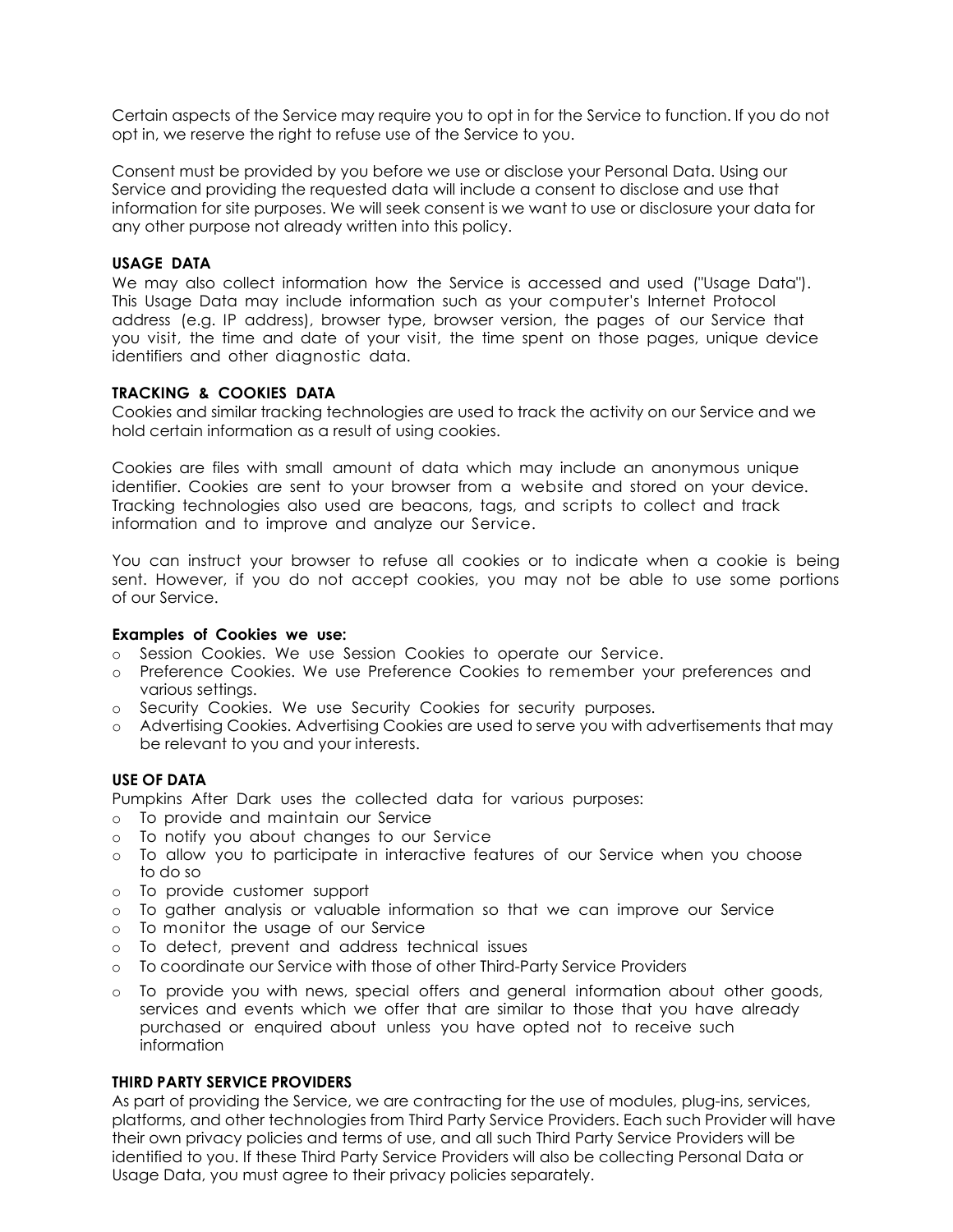Certain aspects of the Service may require you to opt in for the Service to function. If you do not opt in, we reserve the right to refuse use of the Service to you.

Consent must be provided by you before we use or disclose your Personal Data. Using our Service and providing the requested data will include a consent to disclose and use that information for site purposes. We will seek consent is we want to use or disclosure your data for any other purpose not already written into this policy.

**USAGE DATA**

We may also collect information how the Service is accessed and used ("Usage Data"). This Usage Data may include information such as your computer's Internet Protocol address (e.g. IP address), browser type, browser version, the pages of our Service that you visit, the time and date of your visit, the time spent on those pages, unique device identifiers and other diagnostic data.

**TRACKING & COOKIES DATA**

Cookies and similar tracking technologies are used to track the activity on our Service and we hold certain information as a result of using cookies.

Cookies are files with small amount of data which may include an anonymous unique identifier. Cookies are sent to your browser from a website and stored on your device. Tracking technologies also used are beacons, tags, and scripts to collect and track information and to improve and analyze our Service.

You can instruct your browser to refuse all cookies or to indicate when a cookie is being sent. However, if you do not accept cookies, you may not be able to use some portions of our Service.

**Examples of Cookies we use:**

- Session Cookies. We use Session Cookies to operate our Service.
- Preference Cookies. We use Preference Cookies to remember your preferences and various settings.
- Security Cookies. We use Security Cookies for security purposes.
- Advertising Cookies. Advertising Cookies are used to serve you with advertisements that may be relevant to you and your interests.

**USE OF DATA**

Pumpkins After Dark uses the collected data for various purposes:

- To provide and maintain our Service
- To notify you about changes to our Service
- To allow you to participate in interactive features of our Service when you choose to do so
- To provide customer support
- To gather analysis or valuable information so that we can improve our Service
- To monitor the usage of our Service
- To detect, prevent and address technical issues
- To coordinate our Service with those of other Third-Party Service Providers
- To provide you with news, special offers and general information about other goods, services and events which we offer that are similar to those that you have already purchased or enquired about unless you have opted not to receive such information

**THIRD PARTY SERVICE PROVIDERS**

As part of providing the Service, we are contracting for the use of modules, plug-ins, services, platforms, and other technologies from Third Party Service Providers. Each such Provider will have their own privacy policies and terms of use, and all such Third Party Service Providers will be identified to you. If these Third Party Service Providers will also be collecting Personal Data or Usage Data, you must agree to their privacy policies separately.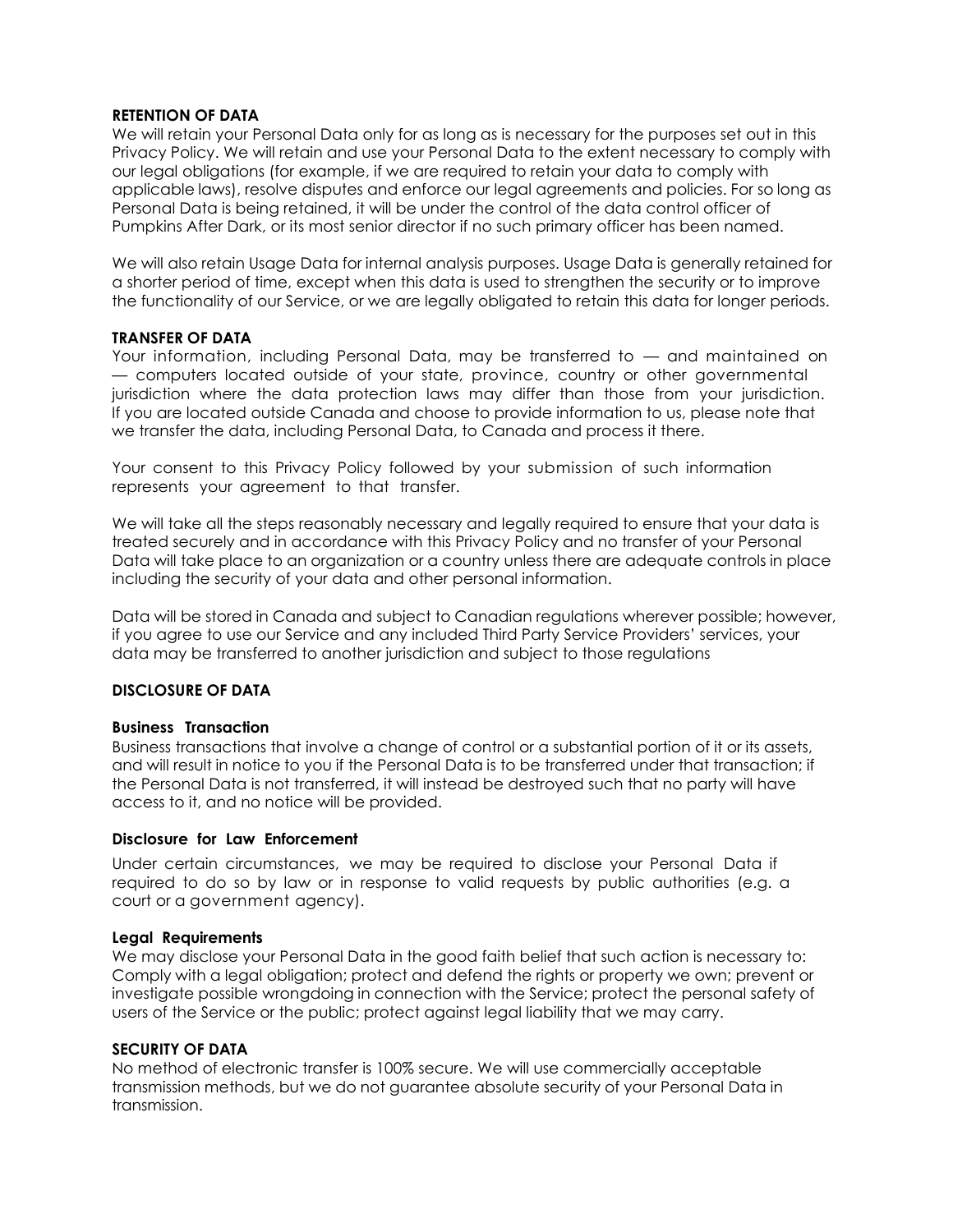**RETENTION OF DATA**

We will retain your Personal Data only for as long as is necessary for the purposes set out in this Privacy Policy. We will retain and use your Personal Data to the extent necessary to comply with our legal obligations (for example, if we are required to retain your data to comply with applicable laws), resolve disputes and enforce our legal agreements and policies. For so long as Personal Data is being retained, it will be under the control of the data control officer of Pumpkins After Dark, or its most senior director if no such primary officer has been named.

We will also retain Usage Data for internal analysis purposes. Usage Data is generally retained for a shorter period of time, except when this data is used to strengthen the security or to improve the functionality of our Service, or we are legally obligated to retain this data for longer periods.

**TRANSFER OF DATA**

Your information, including Personal Data, may be transferred to — and maintained on — computers located outside of your state, province, country or other governmental jurisdiction where the data protection laws may differ than those from your jurisdiction. If you are located outside Canada and choose to provide information to us, please note that we transfer the data, including Personal Data, to Canada and process it there.

Your consent to this Privacy Policy followed by your submission of such information represents your agreement to that transfer.

We will take all the steps reasonably necessary and legally required to ensure that your data is treated securely and in accordance with this Privacy Policy and no transfer of your Personal Data will take place to an organization or a country unless there are adequate controls in place including the security of your data and other personal information.

Data will be stored in Canada and subject to Canadian regulations wherever possible; however, if you agree to use our Service and any included Third Party Service Providers' services, your data may be transferred to another jurisdiction and subject to those regulations

**DISCLOSURE OF DATA**

**Business Transaction**

Business transactions that involve a change of control or a substantial portion of it or its assets, and will result in notice to you if the Personal Data is to be transferred under that transaction; if the Personal Data is not transferred, it will instead be destroyed such that no party will have access to it, and no notice will be provided.

**Disclosure for Law Enforcement**

Under certain circumstances, we may be required to disclose your Personal Data if required to do so by law or in response to valid requests by public authorities (e.g. a court or a government agency).

**Legal Requirements**

We may disclose your Personal Data in the good faith belief that such action is necessary to: Comply with a legal obligation; protect and defend the rights or property we own; prevent or investigate possible wrongdoing in connection with the Service; protect the personal safety of users of the Service or the public; protect against legal liability that we may carry.

**SECURITY OF DATA**

No method of electronic transfer is 100% secure. We will use commercially acceptable transmission methods, but we do not guarantee absolute security of your Personal Data in transmission.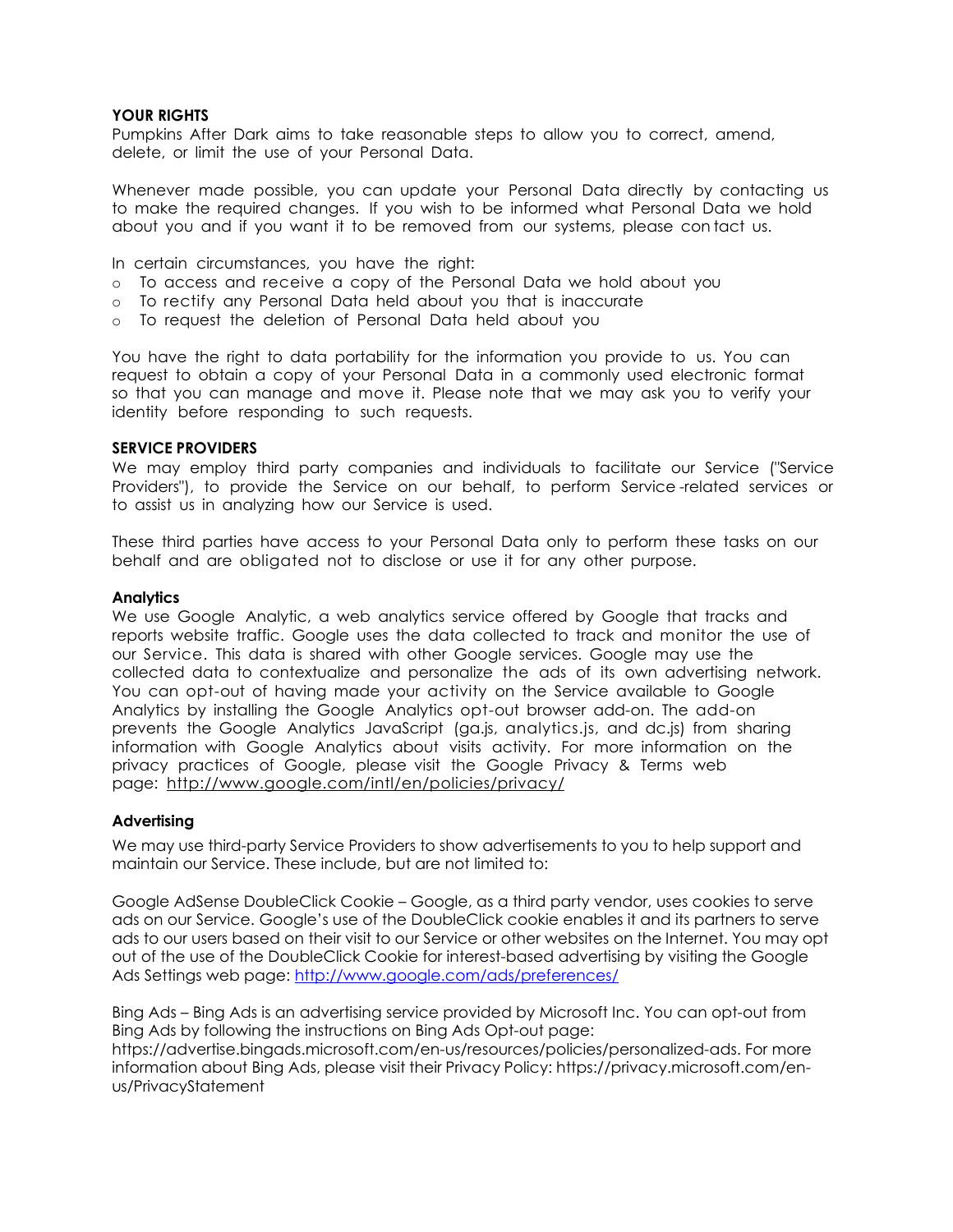**YOUR RIGHTS**

Pumpkins After Dark aims to take reasonable steps to allow you to correct, amend, delete, or limit the use of your Personal Data.

Whenever made possible, you can update your Personal Data directly by contacting us to make the required changes. If you wish to be informed what Personal Data we hold about you and if you want it to be removed from our systems, please contact us.

In certain circumstances, you have the right:

- To access and receive a copy of the Personal Data we hold about you
- To rectify any Personal Data held about you that is inaccurate
- To request the deletion of Personal Data held about you

You have the right to data portability for the information you provide to us. You can request to obtain a copy of your Personal Data in a commonly used electronic format so that you can manage and move it. Please note that we may ask you to verify your identity before responding to such requests.

**SERVICE PROVIDERS**

We may employ third party companies and individuals to facilitate our Service ("Service Providers"), to provide the Service on our behalf, to perform Service-related services or to assist us in analyzing how our Service is used.

These third parties have access to your Personal Data only to perform these tasks on our behalf and are obligated not to disclose or use it for any other purpose.

**Analytics**

We use Google Analytic, a web analytics service offered by Google that tracks and reports website traffic. Google uses the data collected to track and monitor the use of our Service. This data is shared with other Google services. Google may use the collected data to contextualize and personalize the ads of its own advertising network. You can opt-out of having made your activity on the Service available to Google Analytics by installing the Google Analytics opt-out browser add-on. The add-on prevents the Google Analytics JavaScript (ga.js, analytics.js, and dc.js) from sharing information with Google Analytics about visits activity. For more information on the privacy practices of Google, please visit the Google Privacy & Terms web page: http://www.google.com/intl/en/policies/privacy/

**Advertising**

We may use third-party Service Providers to show advertisements to you to help support and maintain our Service. These include, but are not limited to:

Google AdSense DoubleClick Cookie – Google, as a third party vendor, uses cookies to serve ads on our Service. Google's use of the DoubleClick cookie enables it and its partners to serve ads to our users based on their visit to our Service or other websites on the Internet. You may opt out of the use of the DoubleClick Cookie for interest-based advertising by visiting the Google Ads Settings web page: http://www.google.com/ads/preferences/

Bing Ads – Bing Ads is an advertising service provided by Microsoft Inc. You can opt-out from Bing Ads by following the instructions on Bing Ads Opt-out page: https://advertise.bingads.microsoft.com/en-us/resources/policies/personalized-ads. For more information about Bing Ads, please visit their Privacy Policy: https://privacy.microsoft.com/en-us/PrivacyStatement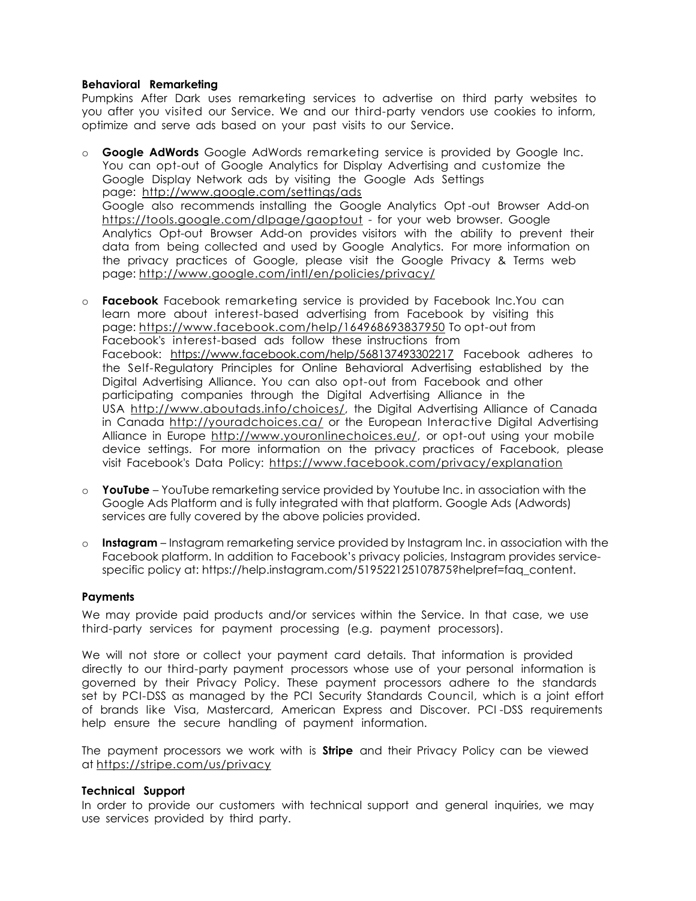**Behavioral Remarketing**

Pumpkins After Dark uses remarketing services to advertise on third party websites to you after you visited our Service. We and our third-party vendors use cookies to inform, optimize and serve ads based on your past visits to our Service.

- **Google AdWords** Google AdWords remarketing service is provided by Google Inc. You can opt-out of Google Analytics for Display Advertising and customize the Google Display Network ads by visiting the Google Ads Settings page: http://www.google.com/settings/ads
  Google also recommends installing the Google Analytics Opt-out Browser Add-on https://tools.google.com/dlpage/gaoptout - for your web browser. Google Analytics Opt-out Browser Add-on provides visitors with the ability to prevent their data from being collected and used by Google Analytics. For more information on the privacy practices of Google, please visit the Google Privacy & Terms web page: http://www.google.com/intl/en/policies/privacy/

- **Facebook** Facebook remarketing service is provided by Facebook Inc.You can learn more about interest-based advertising from Facebook by visiting this page: https://www.facebook.com/help/164968693837950 To opt-out from Facebook's interest-based ads follow these instructions from Facebook: https://www.facebook.com/help/568137493302217 Facebook adheres to the Self-Regulatory Principles for Online Behavioral Advertising established by the Digital Advertising Alliance. You can also opt-out from Facebook and other participating companies through the Digital Advertising Alliance in the USA http://www.aboutads.info/choices/, the Digital Advertising Alliance of Canada in Canada http://youradchoices.ca/ or the European Interactive Digital Advertising Alliance in Europe http://www.youronlinechoices.eu/, or opt-out using your mobile device settings. For more information on the privacy practices of Facebook, please visit Facebook's Data Policy: https://www.facebook.com/privacy/explanation

- **YouTube** – YouTube remarketing service provided by Youtube Inc. in association with the Google Ads Platform and is fully integrated with that platform. Google Ads (Adwords) services are fully covered by the above policies provided.

- **Instagram** – Instagram remarketing service provided by Instagram Inc. in association with the Facebook platform. In addition to Facebook's privacy policies, Instagram provides service-specific policy at: https://help.instagram.com/519522125107875?helpref=faq_content.

**Payments**

We may provide paid products and/or services within the Service. In that case, we use third-party services for payment processing (e.g. payment processors).

We will not store or collect your payment card details. That information is provided directly to our third-party payment processors whose use of your personal information is governed by their Privacy Policy. These payment processors adhere to the standards set by PCI-DSS as managed by the PCI Security Standards Council, which is a joint effort of brands like Visa, Mastercard, American Express and Discover. PCI-DSS requirements help ensure the secure handling of payment information.

The payment processors we work with is **Stripe** and their Privacy Policy can be viewed at https://stripe.com/us/privacy

**Technical Support**

In order to provide our customers with technical support and general inquiries, we may use services provided by third party.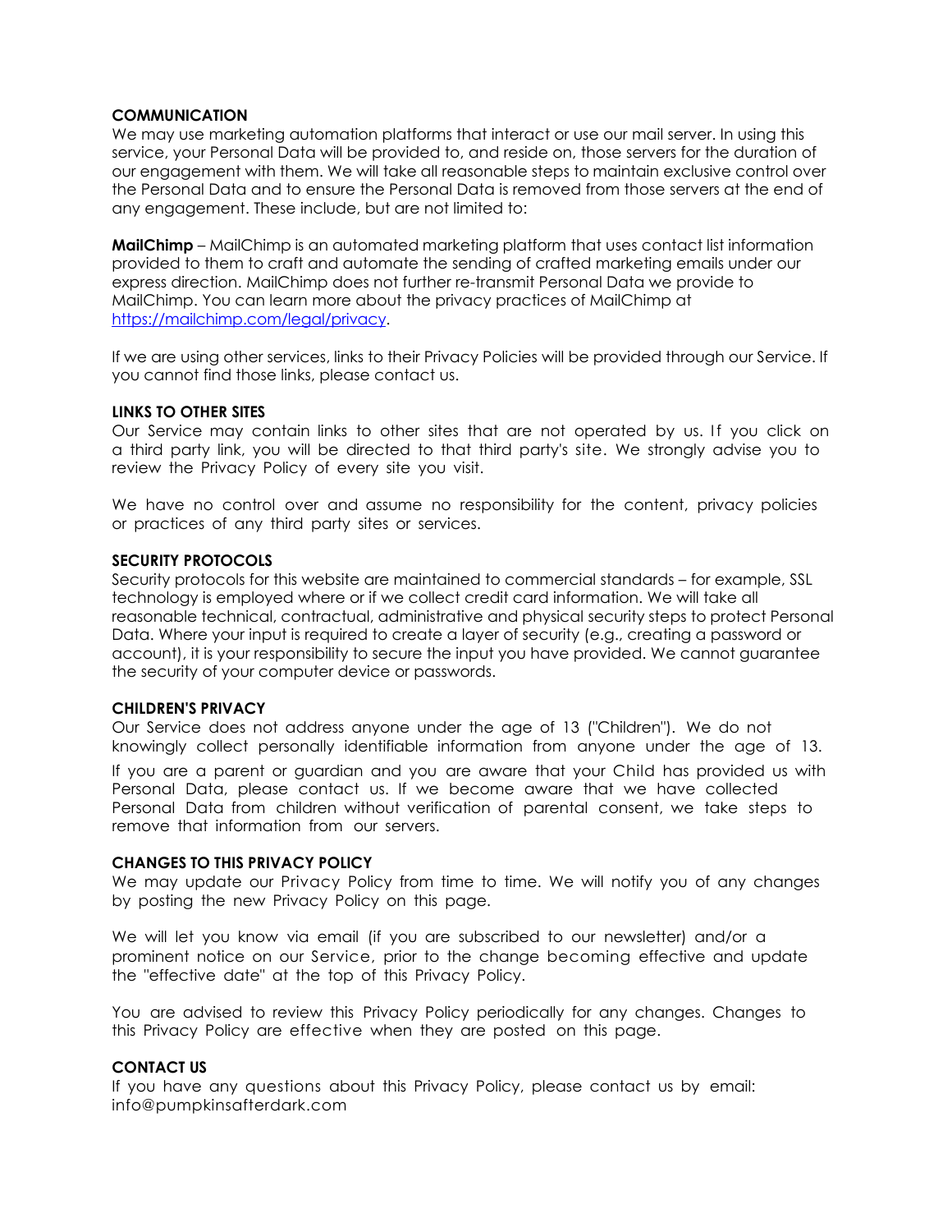### COMMUNICATION

We may use marketing automation platforms that interact or use our mail server. In using this service, your Personal Data will be provided to, and reside on, those servers for the duration of our engagement with them. We will take all reasonable steps to maintain exclusive control over the Personal Data and to ensure the Personal Data is removed from those servers at the end of any engagement. These include, but are not limited to:

**MailChimp** – MailChimp is an automated marketing platform that uses contact list information provided to them to craft and automate the sending of crafted marketing emails under our express direction. MailChimp does not further re-transmit Personal Data we provide to MailChimp. You can learn more about the privacy practices of MailChimp at https://mailchimp.com/legal/privacy.

If we are using other services, links to their Privacy Policies will be provided through our Service. If you cannot find those links, please contact us.

### LINKS TO OTHER SITES

Our Service may contain links to other sites that are not operated by us. If you click on a third party link, you will be directed to that third party's site. We strongly advise you to review the Privacy Policy of every site you visit.

We have no control over and assume no responsibility for the content, privacy policies or practices of any third party sites or services.

### SECURITY PROTOCOLS

Security protocols for this website are maintained to commercial standards – for example, SSL technology is employed where or if we collect credit card information. We will take all reasonable technical, contractual, administrative and physical security steps to protect Personal Data. Where your input is required to create a layer of security (e.g., creating a password or account), it is your responsibility to secure the input you have provided. We cannot guarantee the security of your computer device or passwords.

### CHILDREN'S PRIVACY

Our Service does not address anyone under the age of 13 ("Children"). We do not knowingly collect personally identifiable information from anyone under the age of 13.

If you are a parent or guardian and you are aware that your Child has provided us with Personal Data, please contact us. If we become aware that we have collected Personal Data from children without verification of parental consent, we take steps to remove that information from our servers.

### CHANGES TO THIS PRIVACY POLICY

We may update our Privacy Policy from time to time. We will notify you of any changes by posting the new Privacy Policy on this page.

We will let you know via email (if you are subscribed to our newsletter) and/or a prominent notice on our Service, prior to the change becoming effective and update the "effective date" at the top of this Privacy Policy.

You are advised to review this Privacy Policy periodically for any changes. Changes to this Privacy Policy are effective when they are posted on this page.

### CONTACT US

If you have any questions about this Privacy Policy, please contact us by email: info@pumpkinsafterdark.com